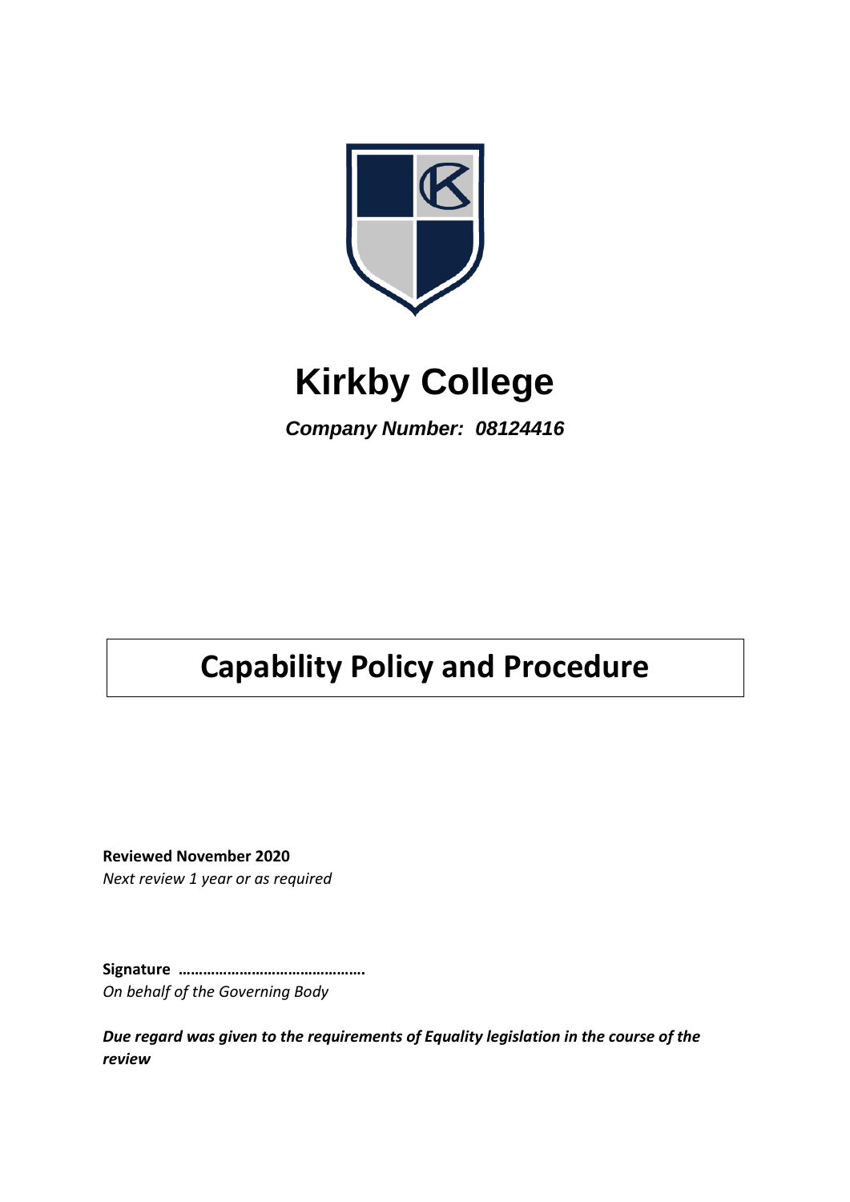# Kirkby College

***Company Number: 08124416***

# Capability Policy and Procedure

**Reviewed November 2020**

*Next review 1 year or as required*

**Signature ……………………………………….**

*On behalf of the Governing Body*

***Due regard was given to the requirements of Equality legislation in the course of the review***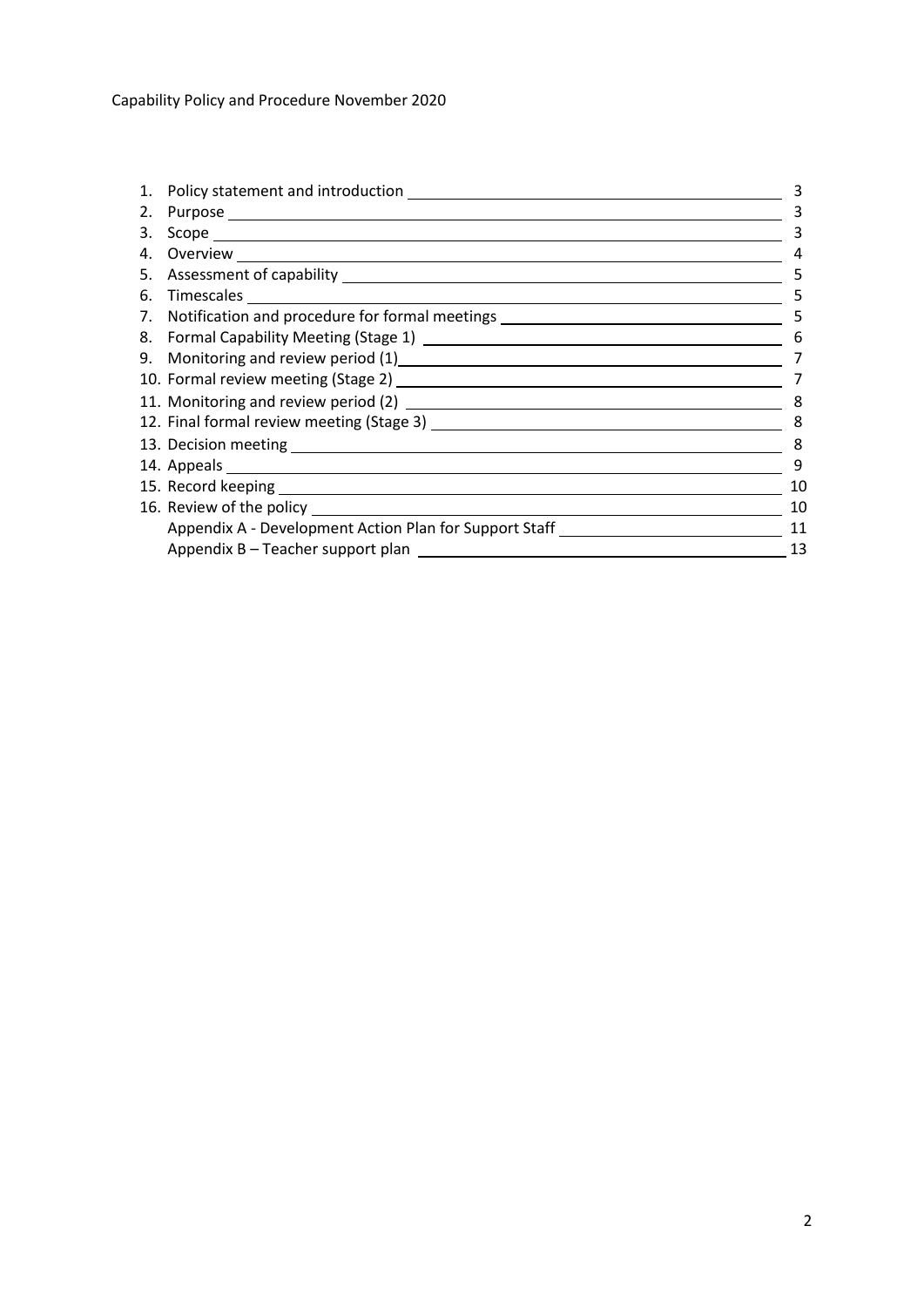Capability Policy and Procedure November 2020

| | | |
|---|---|---|
| 1. | Policy statement and introduction | 3 |
| 2. | Purpose | 3 |
| 3. | Scope | 3 |
| 4. | Overview | 4 |
| 5. | Assessment of capability | 5 |
| 6. | Timescales | 5 |
| 7. | Notification and procedure for formal meetings | 5 |
| 8. | Formal Capability Meeting (Stage 1) | 6 |
| 9. | Monitoring and review period (1) | 7 |
| 10. | Formal review meeting (Stage 2) | 7 |
| 11. | Monitoring and review period (2) | 8 |
| 12. | Final formal review meeting (Stage 3) | 8 |
| 13. | Decision meeting | 8 |
| 14. | Appeals | 9 |
| 15. | Record keeping | 10 |
| 16. | Review of the policy | 10 |
| | Appendix A - Development Action Plan for Support Staff | 11 |
| | Appendix B – Teacher support plan | 13 |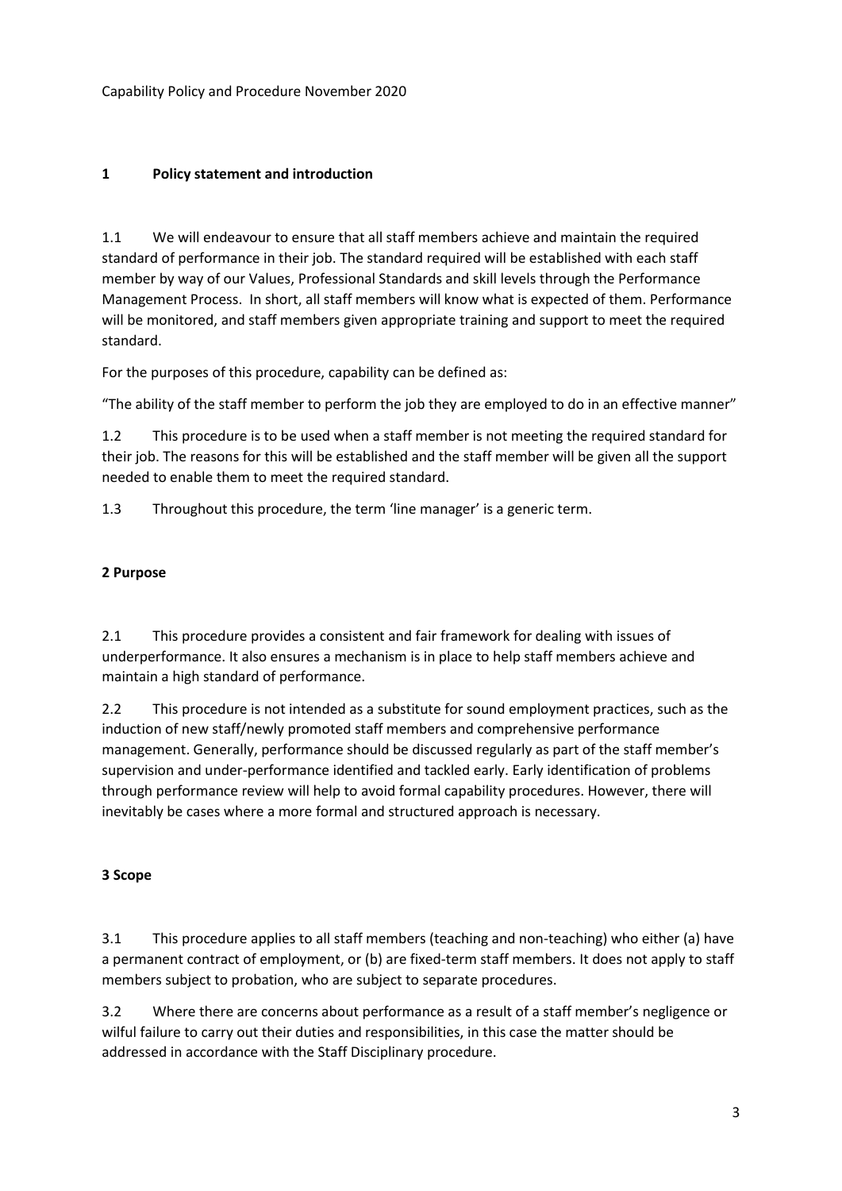Capability Policy and Procedure November 2020

## 1 Policy statement and introduction

1.1 We will endeavour to ensure that all staff members achieve and maintain the required standard of performance in their job. The standard required will be established with each staff member by way of our Values, Professional Standards and skill levels through the Performance Management Process. In short, all staff members will know what is expected of them. Performance will be monitored, and staff members given appropriate training and support to meet the required standard.

For the purposes of this procedure, capability can be defined as:

"The ability of the staff member to perform the job they are employed to do in an effective manner"

1.2 This procedure is to be used when a staff member is not meeting the required standard for their job. The reasons for this will be established and the staff member will be given all the support needed to enable them to meet the required standard.

1.3 Throughout this procedure, the term 'line manager' is a generic term.

## 2 Purpose

2.1 This procedure provides a consistent and fair framework for dealing with issues of underperformance. It also ensures a mechanism is in place to help staff members achieve and maintain a high standard of performance.

2.2 This procedure is not intended as a substitute for sound employment practices, such as the induction of new staff/newly promoted staff members and comprehensive performance management. Generally, performance should be discussed regularly as part of the staff member's supervision and under-performance identified and tackled early. Early identification of problems through performance review will help to avoid formal capability procedures. However, there will inevitably be cases where a more formal and structured approach is necessary.

## 3 Scope

3.1 This procedure applies to all staff members (teaching and non-teaching) who either (a) have a permanent contract of employment, or (b) are fixed-term staff members. It does not apply to staff members subject to probation, who are subject to separate procedures.

3.2 Where there are concerns about performance as a result of a staff member's negligence or wilful failure to carry out their duties and responsibilities, in this case the matter should be addressed in accordance with the Staff Disciplinary procedure.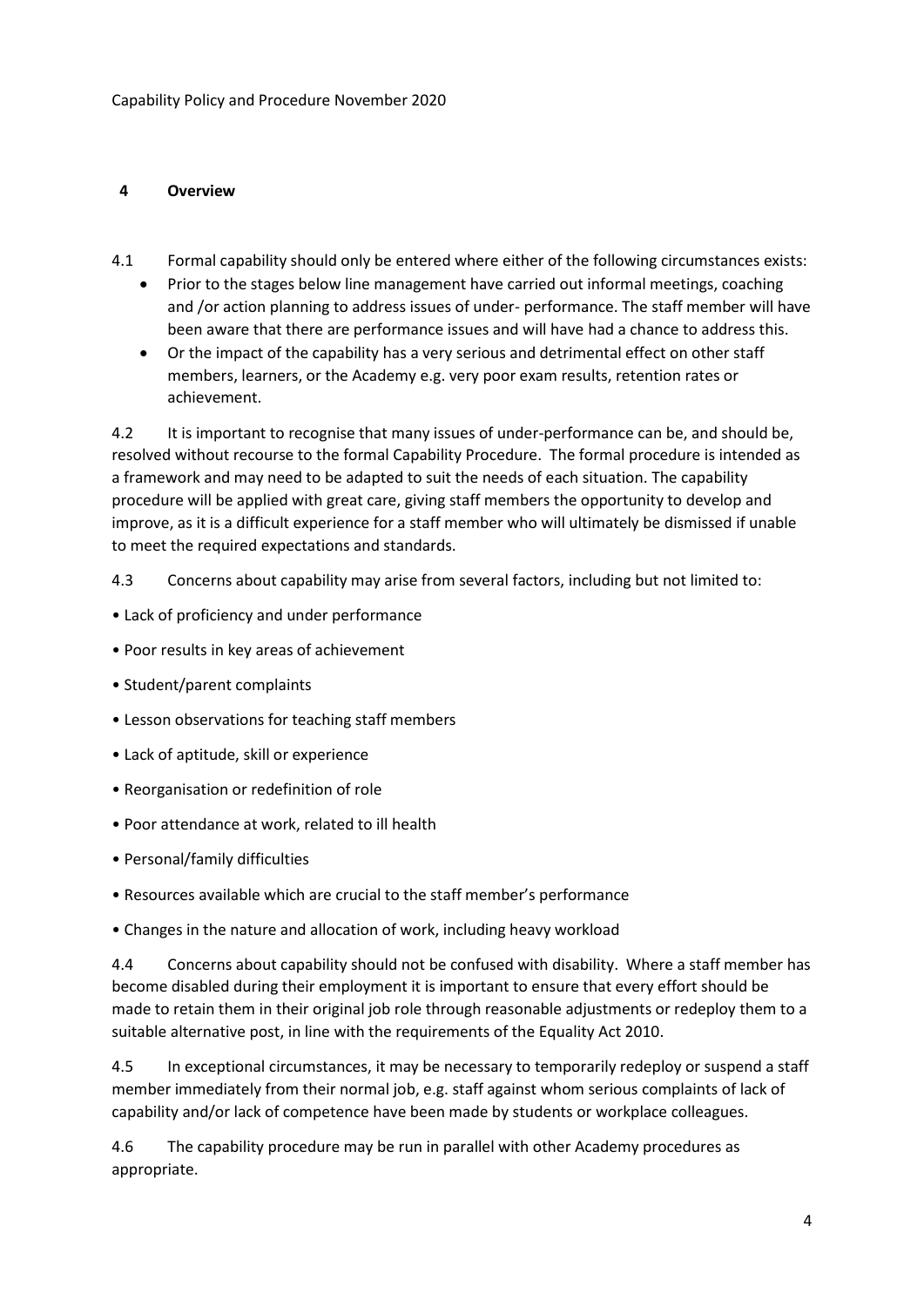## 4 Overview

4.1 Formal capability should only be entered where either of the following circumstances exists:

- Prior to the stages below line management have carried out informal meetings, coaching and /or action planning to address issues of under- performance. The staff member will have been aware that there are performance issues and will have had a chance to address this.
- Or the impact of the capability has a very serious and detrimental effect on other staff members, learners, or the Academy e.g. very poor exam results, retention rates or achievement.

4.2 It is important to recognise that many issues of under-performance can be, and should be, resolved without recourse to the formal Capability Procedure. The formal procedure is intended as a framework and may need to be adapted to suit the needs of each situation. The capability procedure will be applied with great care, giving staff members the opportunity to develop and improve, as it is a difficult experience for a staff member who will ultimately be dismissed if unable to meet the required expectations and standards.

4.3 Concerns about capability may arise from several factors, including but not limited to:

- Lack of proficiency and under performance
- Poor results in key areas of achievement
- Student/parent complaints
- Lesson observations for teaching staff members
- Lack of aptitude, skill or experience
- Reorganisation or redefinition of role
- Poor attendance at work, related to ill health
- Personal/family difficulties
- Resources available which are crucial to the staff member's performance
- Changes in the nature and allocation of work, including heavy workload

4.4 Concerns about capability should not be confused with disability. Where a staff member has become disabled during their employment it is important to ensure that every effort should be made to retain them in their original job role through reasonable adjustments or redeploy them to a suitable alternative post, in line with the requirements of the Equality Act 2010.

4.5 In exceptional circumstances, it may be necessary to temporarily redeploy or suspend a staff member immediately from their normal job, e.g. staff against whom serious complaints of lack of capability and/or lack of competence have been made by students or workplace colleagues.

4.6 The capability procedure may be run in parallel with other Academy procedures as appropriate.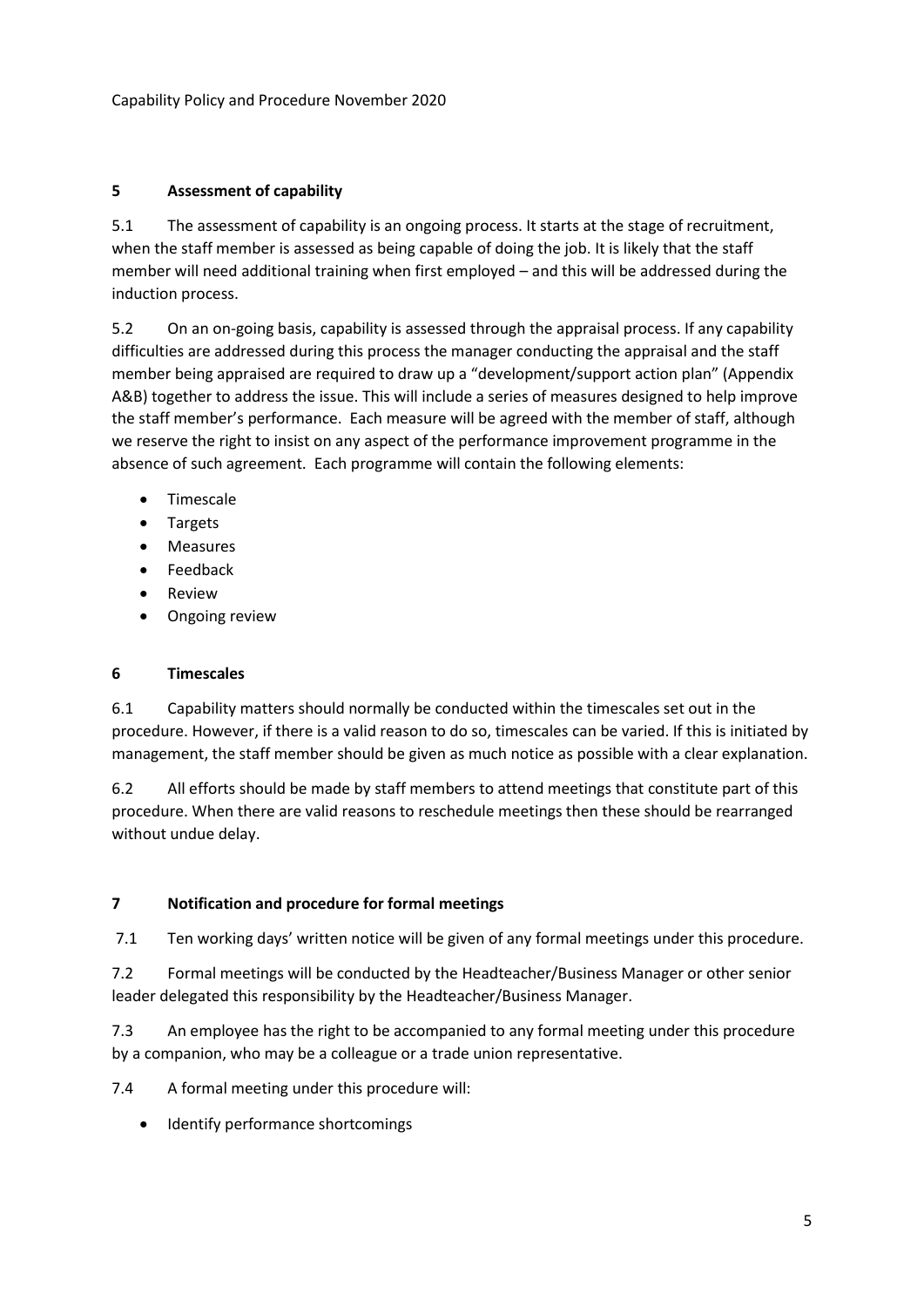## 5 Assessment of capability

5.1 The assessment of capability is an ongoing process. It starts at the stage of recruitment, when the staff member is assessed as being capable of doing the job. It is likely that the staff member will need additional training when first employed – and this will be addressed during the induction process.

5.2 On an on-going basis, capability is assessed through the appraisal process. If any capability difficulties are addressed during this process the manager conducting the appraisal and the staff member being appraised are required to draw up a "development/support action plan" (Appendix A&B) together to address the issue. This will include a series of measures designed to help improve the staff member's performance. Each measure will be agreed with the member of staff, although we reserve the right to insist on any aspect of the performance improvement programme in the absence of such agreement. Each programme will contain the following elements:

- Timescale
- Targets
- Measures
- Feedback
- Review
- Ongoing review

## 6 Timescales

6.1 Capability matters should normally be conducted within the timescales set out in the procedure. However, if there is a valid reason to do so, timescales can be varied. If this is initiated by management, the staff member should be given as much notice as possible with a clear explanation.

6.2 All efforts should be made by staff members to attend meetings that constitute part of this procedure. When there are valid reasons to reschedule meetings then these should be rearranged without undue delay.

## 7 Notification and procedure for formal meetings

7.1 Ten working days' written notice will be given of any formal meetings under this procedure.

7.2 Formal meetings will be conducted by the Headteacher/Business Manager or other senior leader delegated this responsibility by the Headteacher/Business Manager.

7.3 An employee has the right to be accompanied to any formal meeting under this procedure by a companion, who may be a colleague or a trade union representative.

7.4 A formal meeting under this procedure will:

- Identify performance shortcomings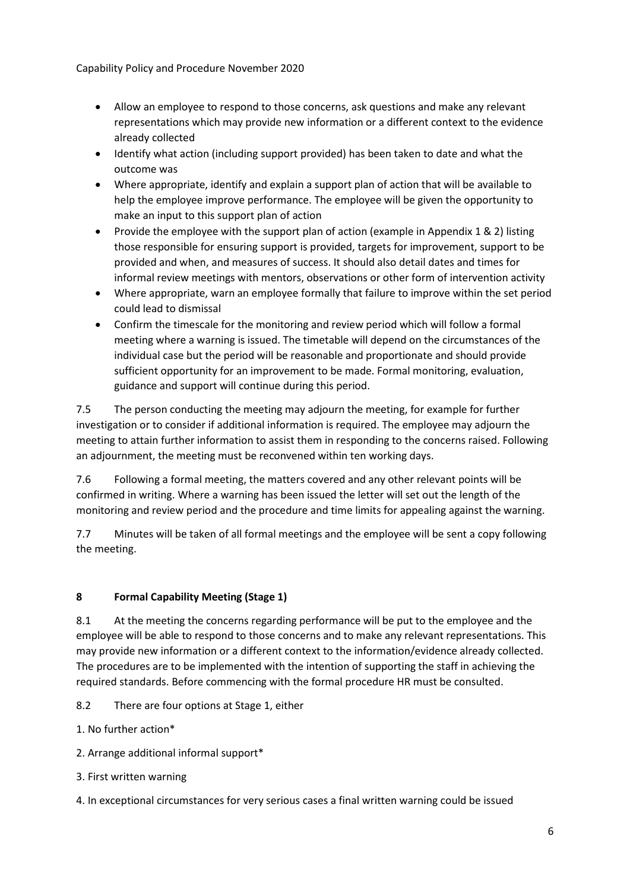- Allow an employee to respond to those concerns, ask questions and make any relevant representations which may provide new information or a different context to the evidence already collected
- Identify what action (including support provided) has been taken to date and what the outcome was
- Where appropriate, identify and explain a support plan of action that will be available to help the employee improve performance. The employee will be given the opportunity to make an input to this support plan of action
- Provide the employee with the support plan of action (example in Appendix 1 & 2) listing those responsible for ensuring support is provided, targets for improvement, support to be provided and when, and measures of success. It should also detail dates and times for informal review meetings with mentors, observations or other form of intervention activity
- Where appropriate, warn an employee formally that failure to improve within the set period could lead to dismissal
- Confirm the timescale for the monitoring and review period which will follow a formal meeting where a warning is issued. The timetable will depend on the circumstances of the individual case but the period will be reasonable and proportionate and should provide sufficient opportunity for an improvement to be made. Formal monitoring, evaluation, guidance and support will continue during this period.

7.5 The person conducting the meeting may adjourn the meeting, for example for further investigation or to consider if additional information is required. The employee may adjourn the meeting to attain further information to assist them in responding to the concerns raised. Following an adjournment, the meeting must be reconvened within ten working days.

7.6 Following a formal meeting, the matters covered and any other relevant points will be confirmed in writing. Where a warning has been issued the letter will set out the length of the monitoring and review period and the procedure and time limits for appealing against the warning.

7.7 Minutes will be taken of all formal meetings and the employee will be sent a copy following the meeting.

## 8 Formal Capability Meeting (Stage 1)

8.1 At the meeting the concerns regarding performance will be put to the employee and the employee will be able to respond to those concerns and to make any relevant representations. This may provide new information or a different context to the information/evidence already collected. The procedures are to be implemented with the intention of supporting the staff in achieving the required standards. Before commencing with the formal procedure HR must be consulted.

8.2 There are four options at Stage 1, either

1. No further action*
2. Arrange additional informal support*
3. First written warning
4. In exceptional circumstances for very serious cases a final written warning could be issued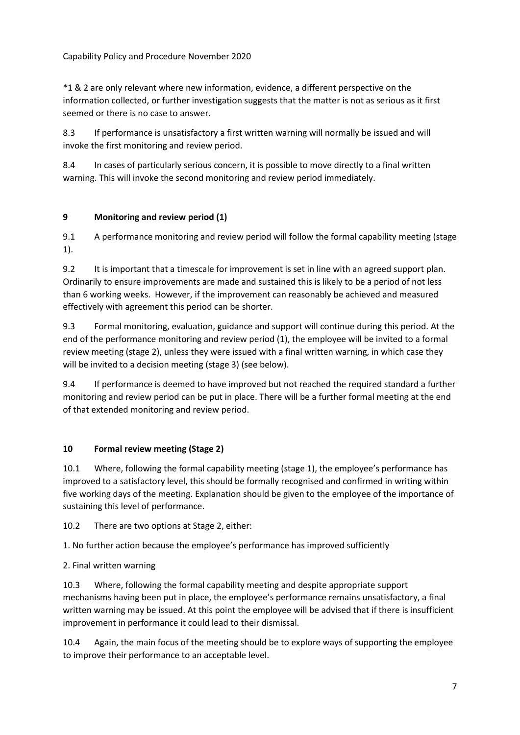*1 & 2 are only relevant where new information, evidence, a different perspective on the information collected, or further investigation suggests that the matter is not as serious as it first seemed or there is no case to answer.

8.3 If performance is unsatisfactory a first written warning will normally be issued and will invoke the first monitoring and review period.

8.4 In cases of particularly serious concern, it is possible to move directly to a final written warning. This will invoke the second monitoring and review period immediately.

## 9 Monitoring and review period (1)

9.1 A performance monitoring and review period will follow the formal capability meeting (stage 1).

9.2 It is important that a timescale for improvement is set in line with an agreed support plan. Ordinarily to ensure improvements are made and sustained this is likely to be a period of not less than 6 working weeks. However, if the improvement can reasonably be achieved and measured effectively with agreement this period can be shorter.

9.3 Formal monitoring, evaluation, guidance and support will continue during this period. At the end of the performance monitoring and review period (1), the employee will be invited to a formal review meeting (stage 2), unless they were issued with a final written warning, in which case they will be invited to a decision meeting (stage 3) (see below).

9.4 If performance is deemed to have improved but not reached the required standard a further monitoring and review period can be put in place. There will be a further formal meeting at the end of that extended monitoring and review period.

## 10 Formal review meeting (Stage 2)

10.1 Where, following the formal capability meeting (stage 1), the employee's performance has improved to a satisfactory level, this should be formally recognised and confirmed in writing within five working days of the meeting. Explanation should be given to the employee of the importance of sustaining this level of performance.

10.2 There are two options at Stage 2, either:

1. No further action because the employee's performance has improved sufficiently

2. Final written warning

10.3 Where, following the formal capability meeting and despite appropriate support mechanisms having been put in place, the employee's performance remains unsatisfactory, a final written warning may be issued. At this point the employee will be advised that if there is insufficient improvement in performance it could lead to their dismissal.

10.4 Again, the main focus of the meeting should be to explore ways of supporting the employee to improve their performance to an acceptable level.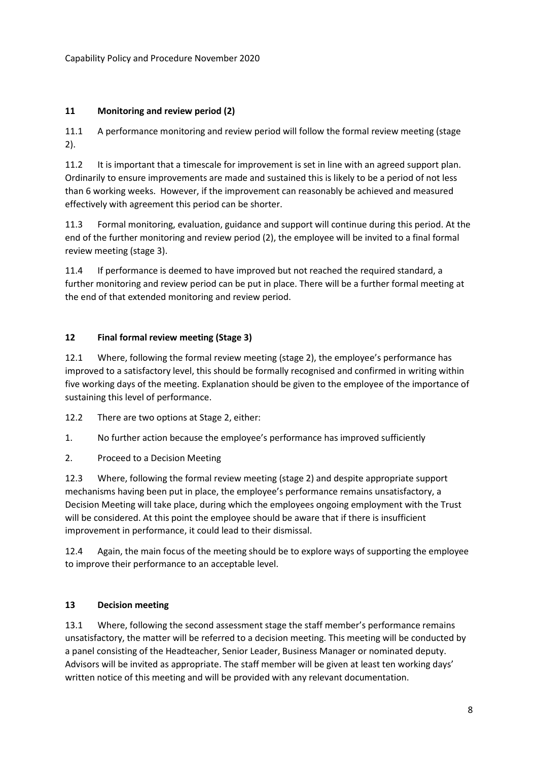## 11 Monitoring and review period (2)

11.1 A performance monitoring and review period will follow the formal review meeting (stage 2).

11.2 It is important that a timescale for improvement is set in line with an agreed support plan. Ordinarily to ensure improvements are made and sustained this is likely to be a period of not less than 6 working weeks. However, if the improvement can reasonably be achieved and measured effectively with agreement this period can be shorter.

11.3 Formal monitoring, evaluation, guidance and support will continue during this period. At the end of the further monitoring and review period (2), the employee will be invited to a final formal review meeting (stage 3).

11.4 If performance is deemed to have improved but not reached the required standard, a further monitoring and review period can be put in place. There will be a further formal meeting at the end of that extended monitoring and review period.

## 12 Final formal review meeting (Stage 3)

12.1 Where, following the formal review meeting (stage 2), the employee's performance has improved to a satisfactory level, this should be formally recognised and confirmed in writing within five working days of the meeting. Explanation should be given to the employee of the importance of sustaining this level of performance.

12.2 There are two options at Stage 2, either:

1. No further action because the employee's performance has improved sufficiently
2. Proceed to a Decision Meeting

12.3 Where, following the formal review meeting (stage 2) and despite appropriate support mechanisms having been put in place, the employee's performance remains unsatisfactory, a Decision Meeting will take place, during which the employees ongoing employment with the Trust will be considered. At this point the employee should be aware that if there is insufficient improvement in performance, it could lead to their dismissal.

12.4 Again, the main focus of the meeting should be to explore ways of supporting the employee to improve their performance to an acceptable level.

## 13 Decision meeting

13.1 Where, following the second assessment stage the staff member's performance remains unsatisfactory, the matter will be referred to a decision meeting. This meeting will be conducted by a panel consisting of the Headteacher, Senior Leader, Business Manager or nominated deputy. Advisors will be invited as appropriate. The staff member will be given at least ten working days' written notice of this meeting and will be provided with any relevant documentation.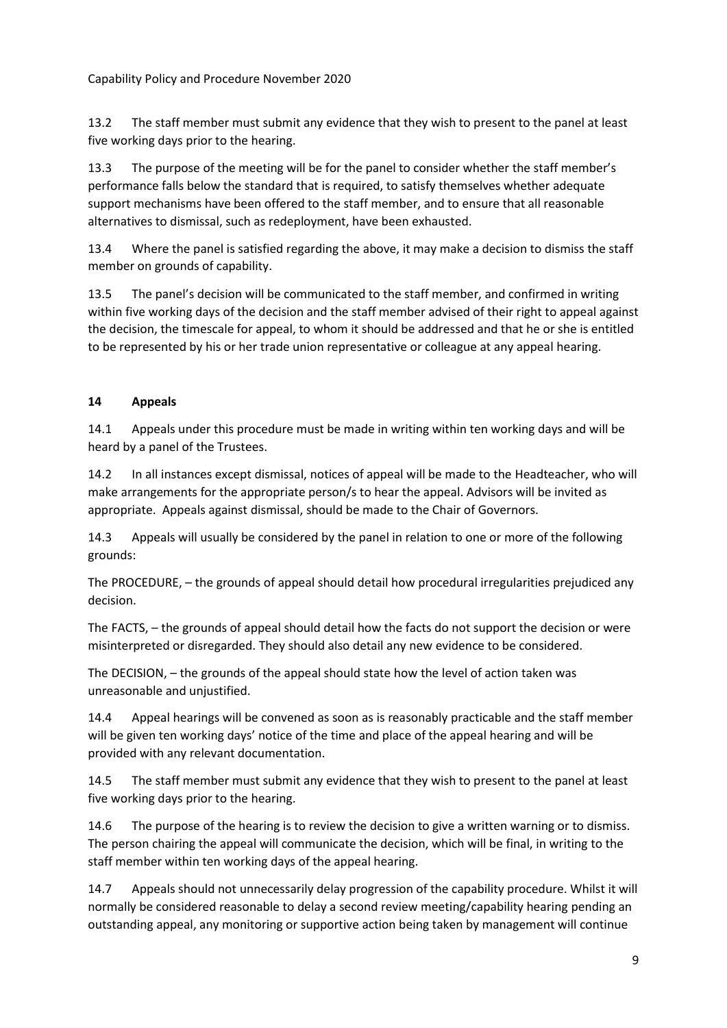13.2 The staff member must submit any evidence that they wish to present to the panel at least five working days prior to the hearing.

13.3 The purpose of the meeting will be for the panel to consider whether the staff member's performance falls below the standard that is required, to satisfy themselves whether adequate support mechanisms have been offered to the staff member, and to ensure that all reasonable alternatives to dismissal, such as redeployment, have been exhausted.

13.4 Where the panel is satisfied regarding the above, it may make a decision to dismiss the staff member on grounds of capability.

13.5 The panel's decision will be communicated to the staff member, and confirmed in writing within five working days of the decision and the staff member advised of their right to appeal against the decision, the timescale for appeal, to whom it should be addressed and that he or she is entitled to be represented by his or her trade union representative or colleague at any appeal hearing.

## 14 Appeals

14.1 Appeals under this procedure must be made in writing within ten working days and will be heard by a panel of the Trustees.

14.2 In all instances except dismissal, notices of appeal will be made to the Headteacher, who will make arrangements for the appropriate person/s to hear the appeal. Advisors will be invited as appropriate. Appeals against dismissal, should be made to the Chair of Governors.

14.3 Appeals will usually be considered by the panel in relation to one or more of the following grounds:

The PROCEDURE, – the grounds of appeal should detail how procedural irregularities prejudiced any decision.

The FACTS, – the grounds of appeal should detail how the facts do not support the decision or were misinterpreted or disregarded. They should also detail any new evidence to be considered.

The DECISION, – the grounds of the appeal should state how the level of action taken was unreasonable and unjustified.

14.4 Appeal hearings will be convened as soon as is reasonably practicable and the staff member will be given ten working days' notice of the time and place of the appeal hearing and will be provided with any relevant documentation.

14.5 The staff member must submit any evidence that they wish to present to the panel at least five working days prior to the hearing.

14.6 The purpose of the hearing is to review the decision to give a written warning or to dismiss. The person chairing the appeal will communicate the decision, which will be final, in writing to the staff member within ten working days of the appeal hearing.

14.7 Appeals should not unnecessarily delay progression of the capability procedure. Whilst it will normally be considered reasonable to delay a second review meeting/capability hearing pending an outstanding appeal, any monitoring or supportive action being taken by management will continue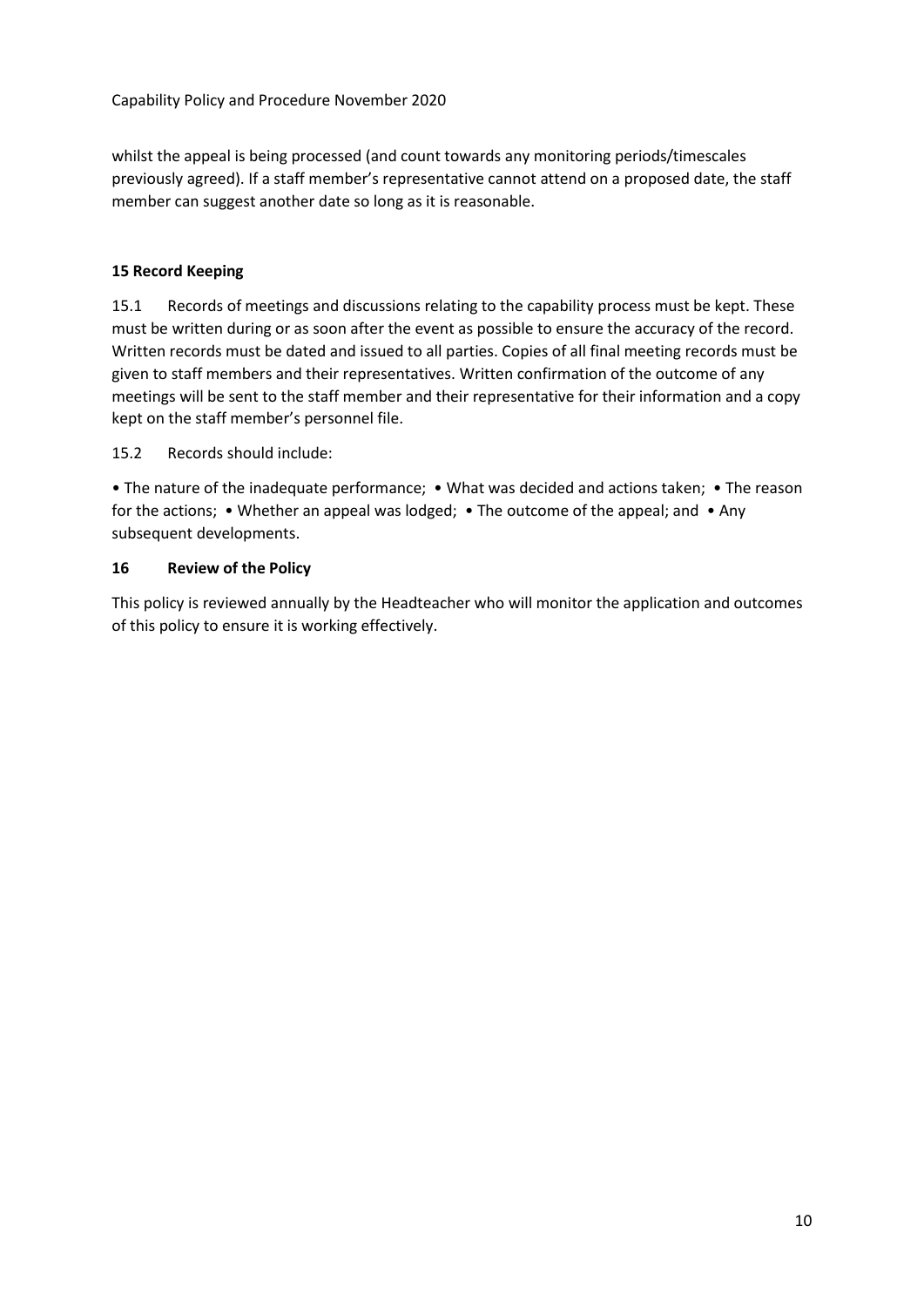whilst the appeal is being processed (and count towards any monitoring periods/timescales previously agreed). If a staff member's representative cannot attend on a proposed date, the staff member can suggest another date so long as it is reasonable.

## 15 Record Keeping

15.1 Records of meetings and discussions relating to the capability process must be kept. These must be written during or as soon after the event as possible to ensure the accuracy of the record. Written records must be dated and issued to all parties. Copies of all final meeting records must be given to staff members and their representatives. Written confirmation of the outcome of any meetings will be sent to the staff member and their representative for their information and a copy kept on the staff member's personnel file.

15.2 Records should include:

• The nature of the inadequate performance; • What was decided and actions taken; • The reason for the actions; • Whether an appeal was lodged; • The outcome of the appeal; and • Any subsequent developments.

## 16 Review of the Policy

This policy is reviewed annually by the Headteacher who will monitor the application and outcomes of this policy to ensure it is working effectively.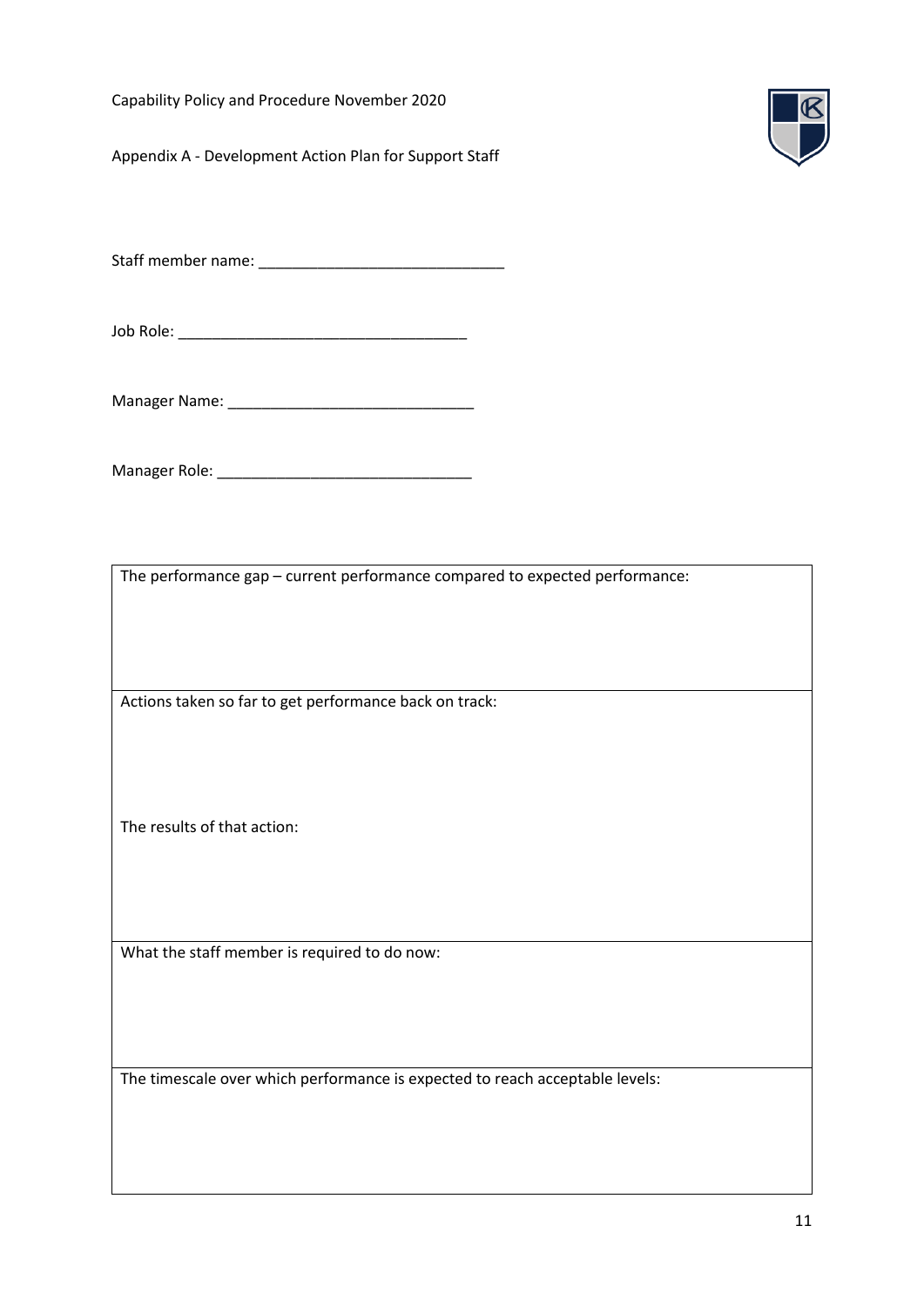Capability Policy and Procedure November 2020

## Appendix A - Development Action Plan for Support Staff

Staff member name: _____________________________

Job Role: __________________________________

Manager Name: _____________________________

Manager Role: ______________________________

| The performance gap – current performance compared to expected performance: |
|---|
| Actions taken so far to get performance back on track:<br><br>The results of that action: |
| What the staff member is required to do now: |
| The timescale over which performance is expected to reach acceptable levels: |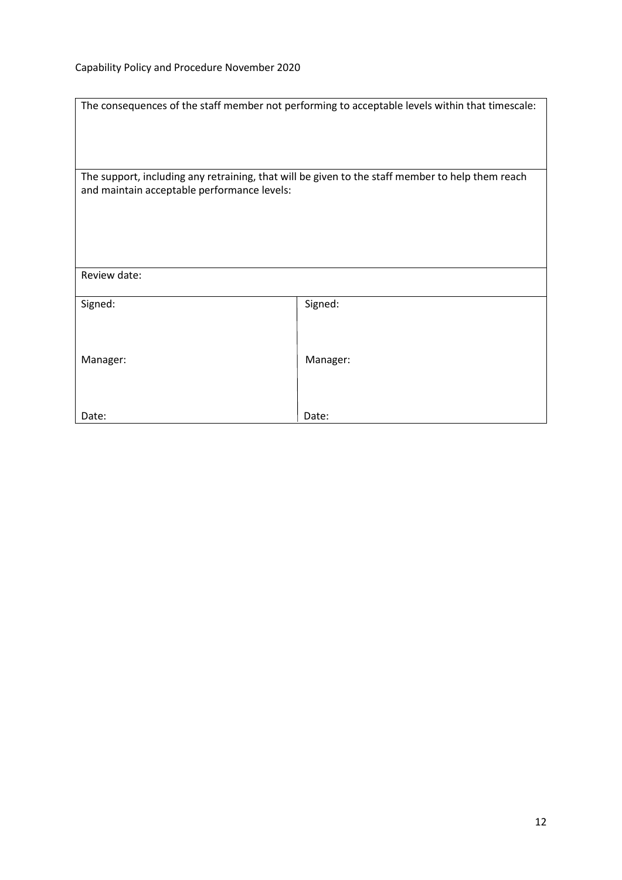| The consequences of the staff member not performing to acceptable levels within that timescale: | |
|---|---|
| The support, including any retraining, that will be given to the staff member to help them reach and maintain acceptable performance levels: | |
| Review date: | |
| Signed:<br><br>Manager:<br><br>Date: | Signed:<br><br>Manager:<br><br>Date: |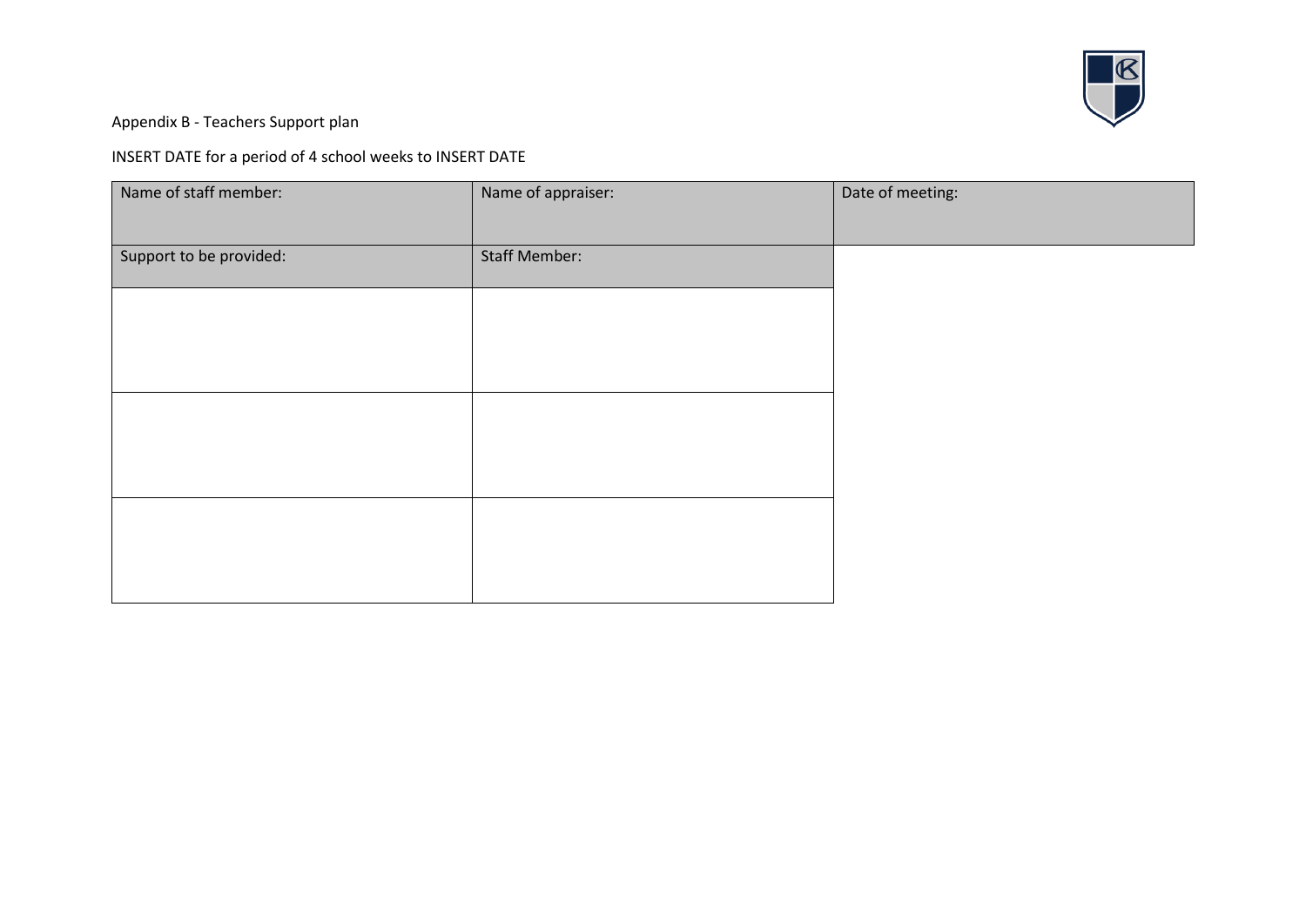Appendix B - Teachers Support plan

INSERT DATE for a period of 4 school weeks to INSERT DATE

| Name of staff member: | Name of appraiser: | Date of meeting: |
| --- | --- | --- |
| **Support to be provided:** | **Staff Member:** | |
| | | |
| | | |
| | | |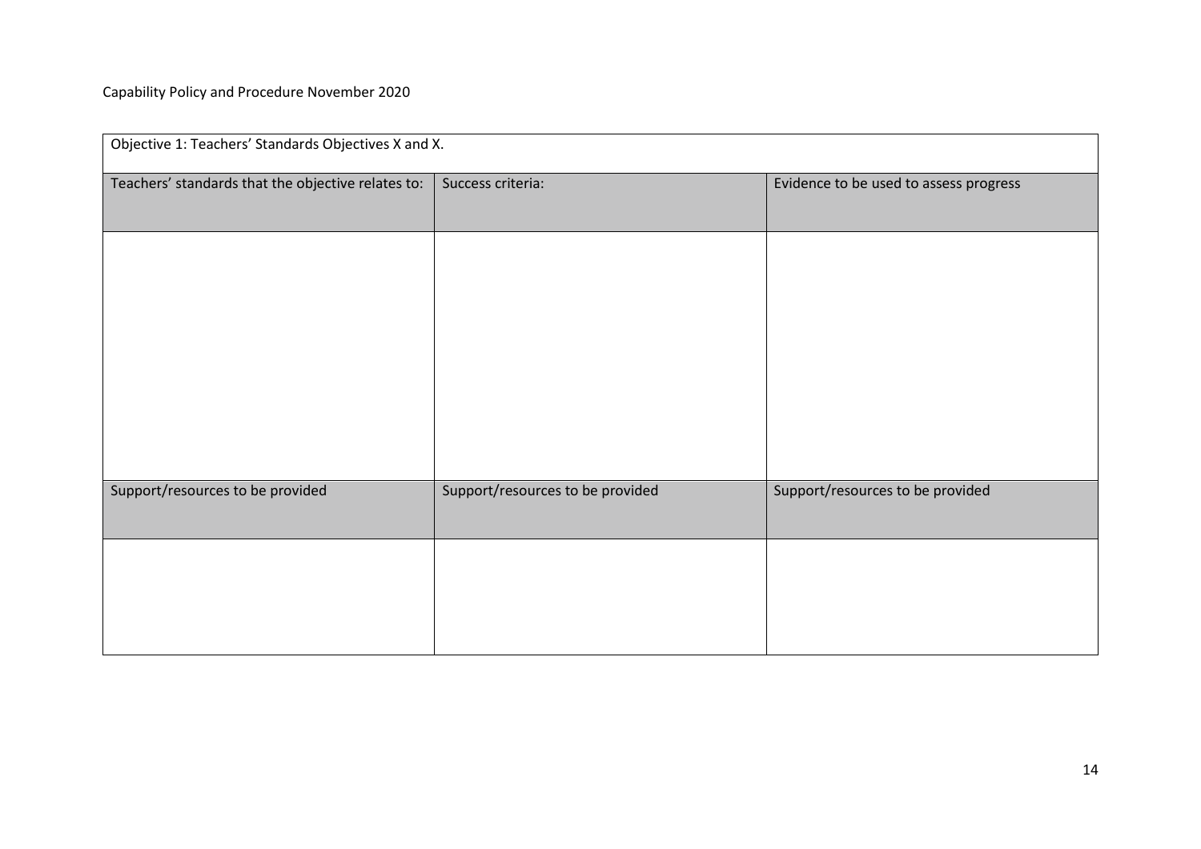| Objective 1: Teachers' Standards Objectives X and X. | | |
|---|---|---|
| Teachers' standards that the objective relates to: | Success criteria: | Evidence to be used to assess progress |
| | | |
| Support/resources to be provided | Support/resources to be provided | Support/resources to be provided |
| | | |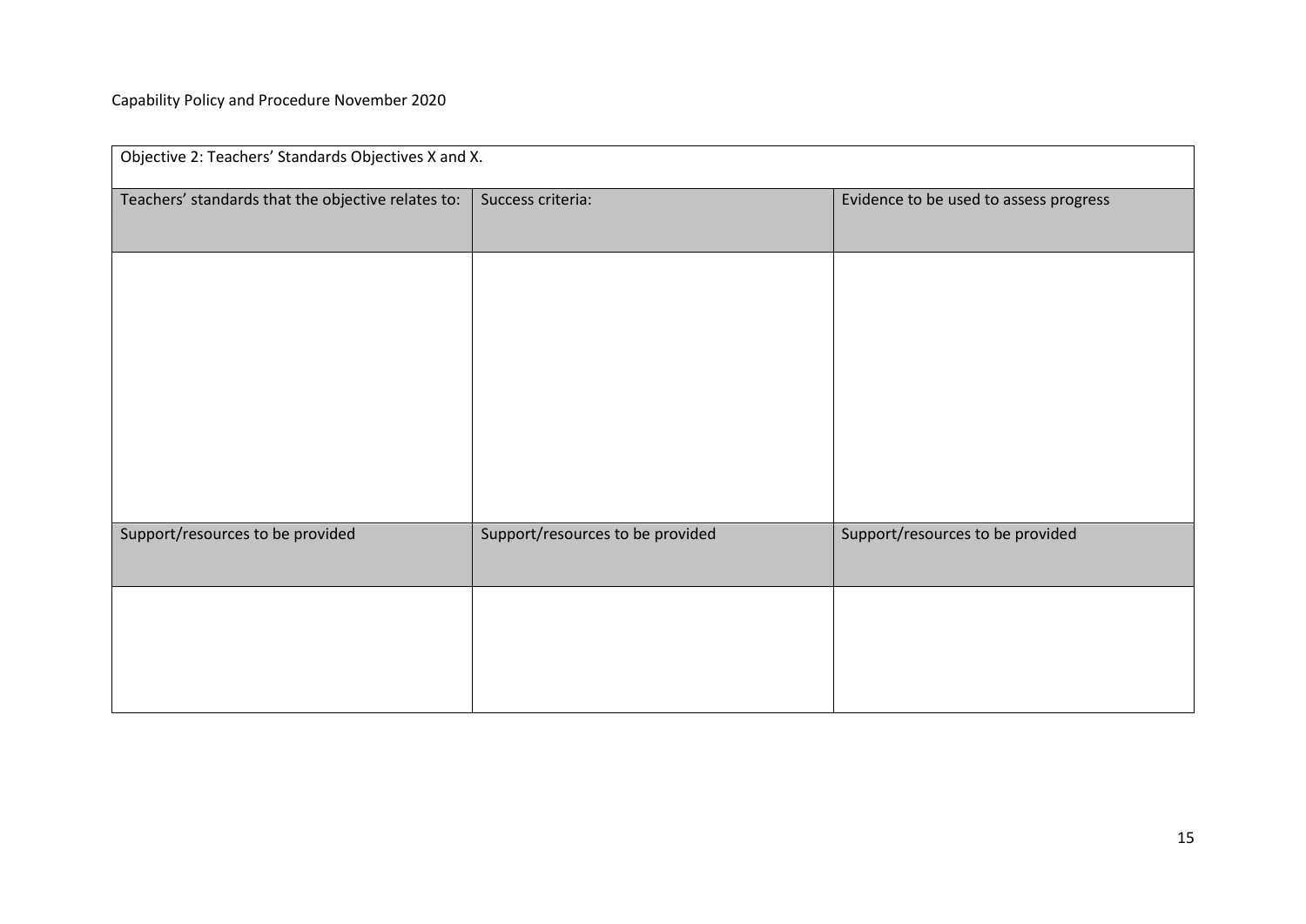| Objective 2: Teachers' Standards Objectives X and X. | | |
|---|---|---|
| Teachers' standards that the objective relates to: | Success criteria: | Evidence to be used to assess progress |
| | | |
| Support/resources to be provided | Support/resources to be provided | Support/resources to be provided |
| | | |